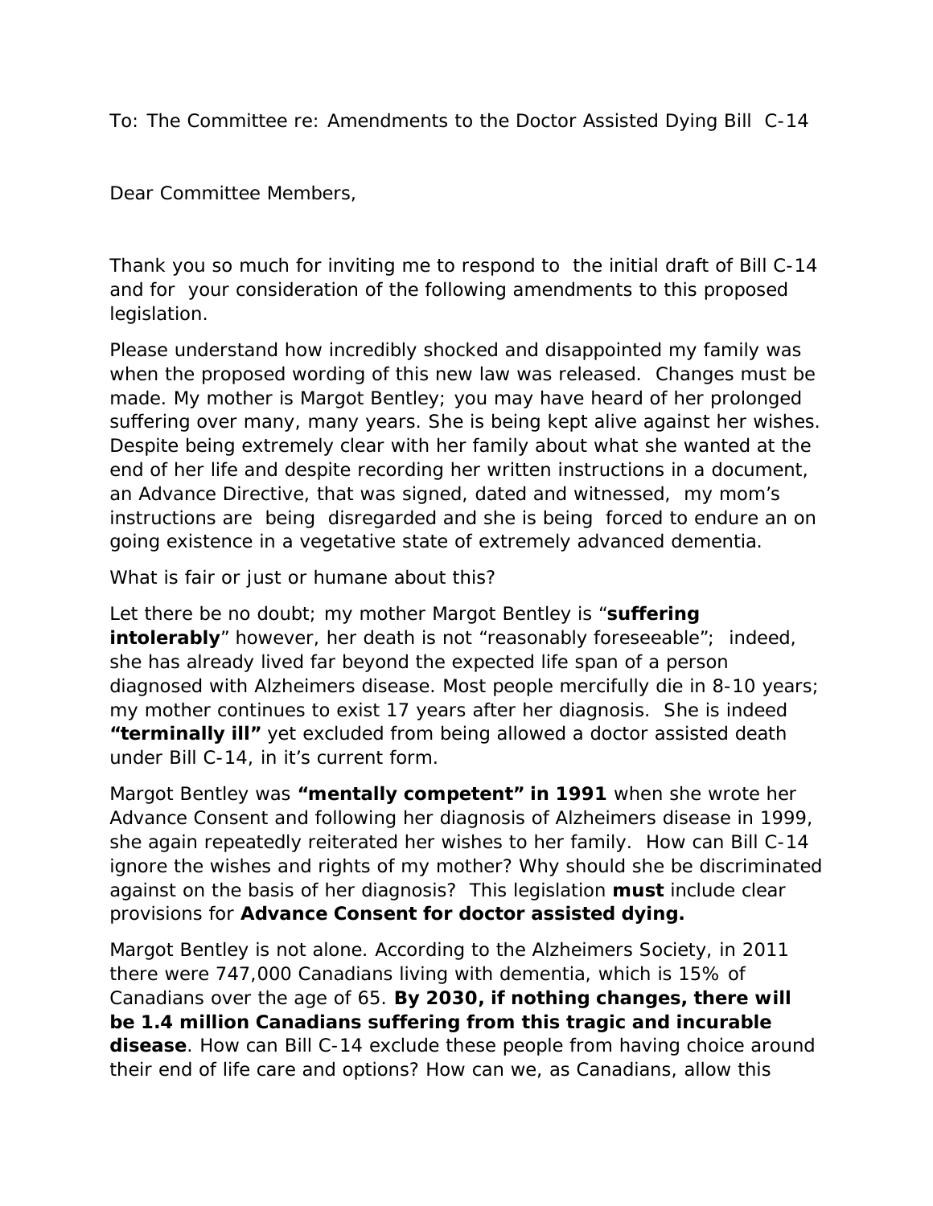To: The Committee re: Amendments to the Doctor Assisted Dying Bill C-14

Dear Committee Members,

Thank you so much for inviting me to respond to the initial draft of Bill C-14 and for your consideration of the following amendments to this proposed legislation.

Please understand how incredibly shocked and disappointed my family was when the proposed wording of this new law was released. Changes must be made. My mother is Margot Bentley; you may have heard of her prolonged suffering over many, many years. She is being kept alive against her wishes. Despite being extremely clear with her family about what she wanted at the end of her life and despite recording her written instructions in a document, an Advance Directive, that was signed, dated and witnessed, my mom's instructions are being disregarded and she is being forced to endure an on going existence in a vegetative state of extremely advanced dementia.

What is fair or just or humane about this?

Let there be no doubt; my mother Margot Bentley is "**suffering intolerably**" however, her death is not "reasonably foreseeable"; indeed, she has already lived far beyond the expected life span of a person diagnosed with Alzheimers disease. Most people mercifully die in 8-10 years; my mother continues to exist 17 years after her diagnosis. She is indeed **"terminally ill"** yet excluded from being allowed a doctor assisted death under Bill C-14, in it's current form.

Margot Bentley was **"mentally competent" in 1991** when she wrote her Advance Consent and following her diagnosis of Alzheimers disease in 1999, she again repeatedly reiterated her wishes to her family. How can Bill C-14 ignore the wishes and rights of my mother? Why should she be discriminated against on the basis of her diagnosis? This legislation **must** include clear provisions for **Advance Consent for doctor assisted dying.**

Margot Bentley is not alone. According to the Alzheimers Society, in 2011 there were 747,000 Canadians living with dementia, which is 15% of Canadians over the age of 65. **By 2030, if nothing changes, there will be 1.4 million Canadians suffering from this tragic and incurable disease**. How can Bill C-14 exclude these people from having choice around their end of life care and options? How can we, as Canadians, allow this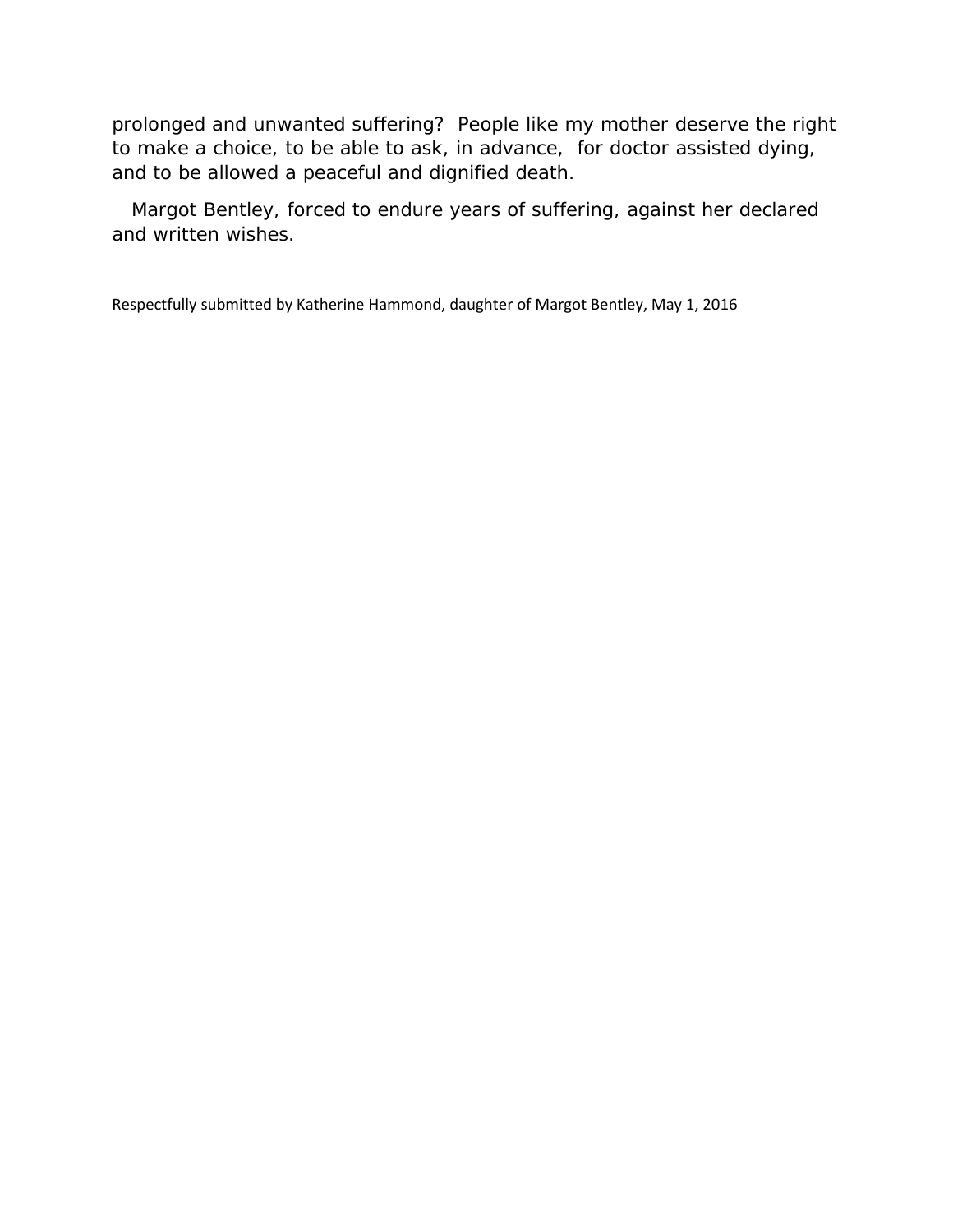prolonged and unwanted suffering? People like my mother deserve the right to make a choice, to be able to ask, in advance, for doctor assisted dying, and to be allowed a peaceful and dignified death.

Margot Bentley, forced to endure years of suffering, against her declared and written wishes.

Respectfully submitted by Katherine Hammond, daughter of Margot Bentley, May 1, 2016